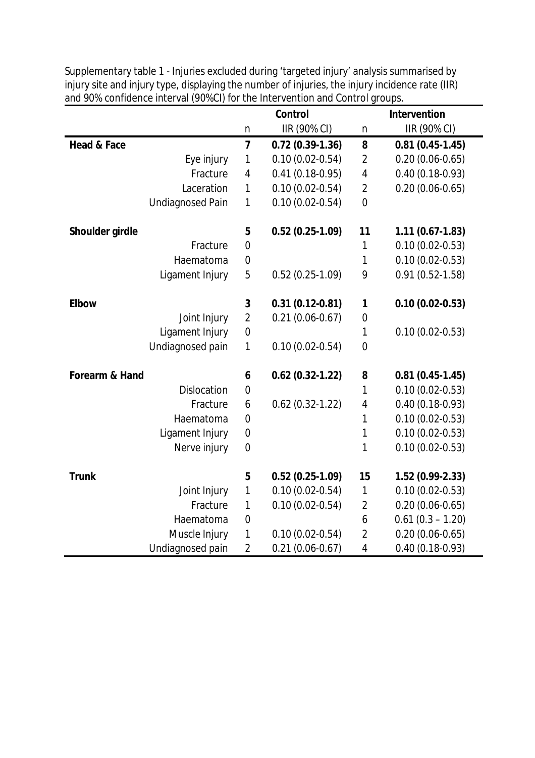Supplementary table 1 - Injuries excluded during 'targeted injury' analysis summarised by injury site and injury type, displaying the number of injuries, the injury incidence rate (IIR) and 90% confidence interval (90%CI) for the Intervention and Control groups.

| | | Control | | Intervention | |
|---|---|---|---|---|---|
| | | n | IIR (90% CI) | n | IIR (90% CI) |
| **Head & Face** | | **7** | **0.72 (0.39-1.36)** | **8** | **0.81 (0.45-1.45)** |
| | Eye injury | 1 | 0.10 (0.02-0.54) | 2 | 0.20 (0.06-0.65) |
| | Fracture | 4 | 0.41 (0.18-0.95) | 4 | 0.40 (0.18-0.93) |
| | Laceration | 1 | 0.10 (0.02-0.54) | 2 | 0.20 (0.06-0.65) |
| | Undiagnosed Pain | 1 | 0.10 (0.02-0.54) | 0 | |
| **Shoulder girdle** | | **5** | **0.52 (0.25-1.09)** | **11** | **1.11 (0.67-1.83)** |
| | Fracture | 0 | | 1 | 0.10 (0.02-0.53) |
| | Haematoma | 0 | | 1 | 0.10 (0.02-0.53) |
| | Ligament Injury | 5 | 0.52 (0.25-1.09) | 9 | 0.91 (0.52-1.58) |
| **Elbow** | | **3** | **0.31 (0.12-0.81)** | **1** | **0.10 (0.02-0.53)** |
| | Joint Injury | 2 | 0.21 (0.06-0.67) | 0 | |
| | Ligament Injury | 0 | | 1 | 0.10 (0.02-0.53) |
| | Undiagnosed pain | 1 | 0.10 (0.02-0.54) | 0 | |
| **Forearm & Hand** | | **6** | **0.62 (0.32-1.22)** | **8** | **0.81 (0.45-1.45)** |
| | Dislocation | 0 | | 1 | 0.10 (0.02-0.53) |
| | Fracture | 6 | 0.62 (0.32-1.22) | 4 | 0.40 (0.18-0.93) |
| | Haematoma | 0 | | 1 | 0.10 (0.02-0.53) |
| | Ligament Injury | 0 | | 1 | 0.10 (0.02-0.53) |
| | Nerve injury | 0 | | 1 | 0.10 (0.02-0.53) |
| **Trunk** | | **5** | **0.52 (0.25-1.09)** | **15** | **1.52 (0.99-2.33)** |
| | Joint Injury | 1 | 0.10 (0.02-0.54) | 1 | 0.10 (0.02-0.53) |
| | Fracture | 1 | 0.10 (0.02-0.54) | 2 | 0.20 (0.06-0.65) |
| | Haematoma | 0 | | 6 | 0.61 (0.3 – 1.20) |
| | Muscle Injury | 1 | 0.10 (0.02-0.54) | 2 | 0.20 (0.06-0.65) |
| | Undiagnosed pain | 2 | 0.21 (0.06-0.67) | 4 | 0.40 (0.18-0.93) |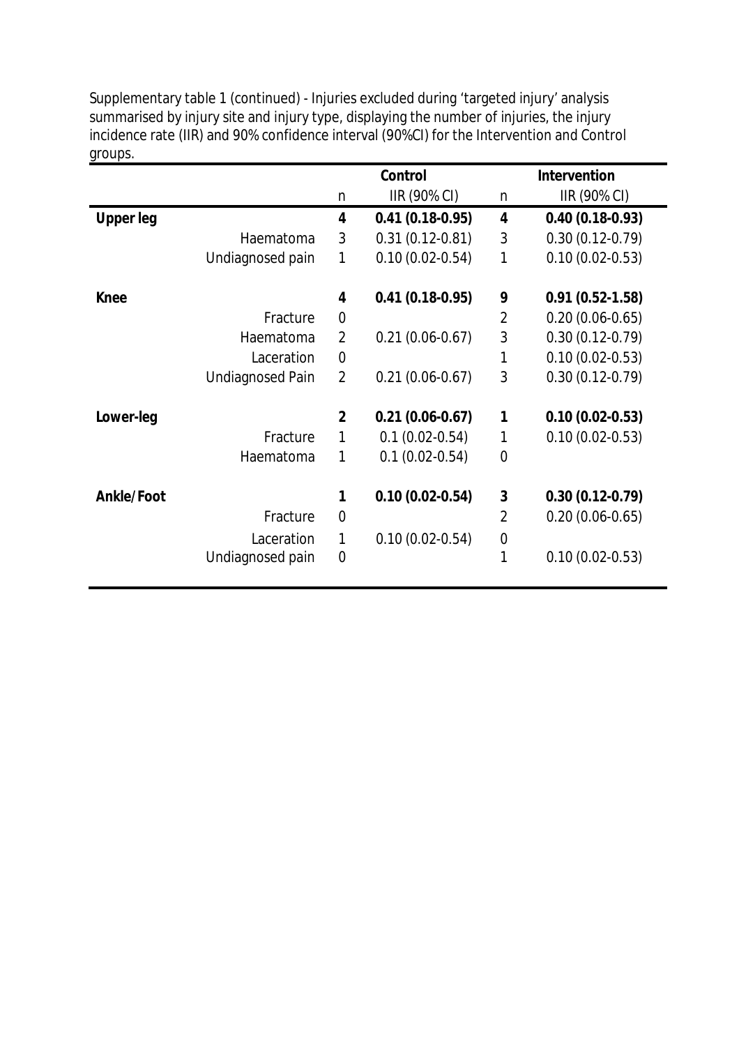Supplementary table 1 (continued) - Injuries excluded during 'targeted injury' analysis summarised by injury site and injury type, displaying the number of injuries, the injury incidence rate (IIR) and 90% confidence interval (90%CI) for the Intervention and Control groups.

| | | Control | | Intervention | |
|---|---|---|---|---|---|
| | | n | IIR (90% CI) | n | IIR (90% CI) |
| **Upper leg** | | **4** | **0.41 (0.18-0.95)** | **4** | **0.40 (0.18-0.93)** |
| | Haematoma | 3 | 0.31 (0.12-0.81) | 3 | 0.30 (0.12-0.79) |
| | Undiagnosed pain | 1 | 0.10 (0.02-0.54) | 1 | 0.10 (0.02-0.53) |
| **Knee** | | **4** | **0.41 (0.18-0.95)** | **9** | **0.91 (0.52-1.58)** |
| | Fracture | 0 | | 2 | 0.20 (0.06-0.65) |
| | Haematoma | 2 | 0.21 (0.06-0.67) | 3 | 0.30 (0.12-0.79) |
| | Laceration | 0 | | 1 | 0.10 (0.02-0.53) |
| | Undiagnosed Pain | 2 | 0.21 (0.06-0.67) | 3 | 0.30 (0.12-0.79) |
| **Lower-leg** | | **2** | **0.21 (0.06-0.67)** | **1** | **0.10 (0.02-0.53)** |
| | Fracture | 1 | 0.1 (0.02-0.54) | 1 | 0.10 (0.02-0.53) |
| | Haematoma | 1 | 0.1 (0.02-0.54) | 0 | |
| **Ankle/Foot** | | **1** | **0.10 (0.02-0.54)** | **3** | **0.30 (0.12-0.79)** |
| | Fracture | 0 | | 2 | 0.20 (0.06-0.65) |
| | Laceration | 1 | 0.10 (0.02-0.54) | 0 | |
| | Undiagnosed pain | 0 | | 1 | 0.10 (0.02-0.53) |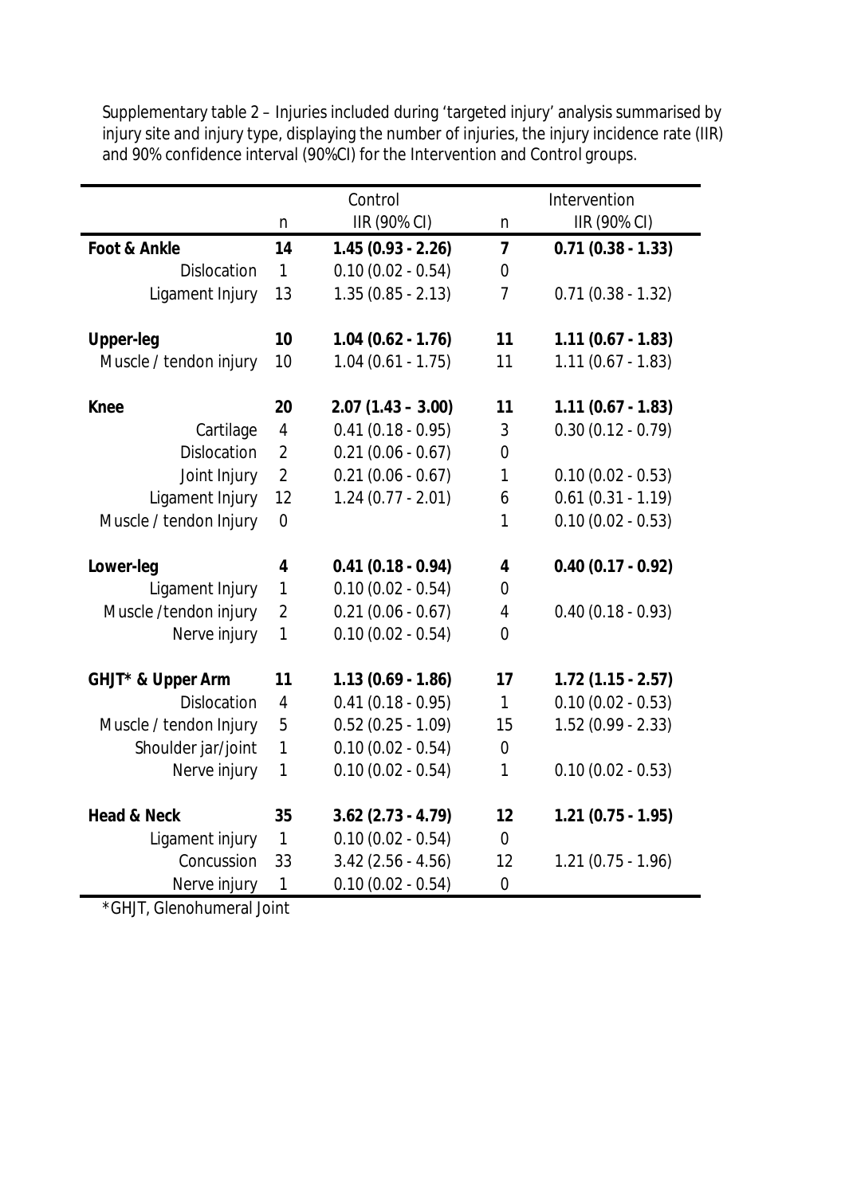Supplementary table 2 – Injuries included during 'targeted injury' analysis summarised by injury site and injury type, displaying the number of injuries, the injury incidence rate (IIR) and 90% confidence interval (90%CI) for the Intervention and Control groups.

| | Control | | Intervention | |
|---|---|---|---|---|
| | n | IIR (90% CI) | n | IIR (90% CI) |
| **Foot & Ankle** | **14** | **1.45 (0.93 - 2.26)** | **7** | **0.71 (0.38 - 1.33)** |
| Dislocation | 1 | 0.10 (0.02 - 0.54) | 0 | |
| Ligament Injury | 13 | 1.35 (0.85 - 2.13) | 7 | 0.71 (0.38 - 1.32) |
| **Upper-leg** | **10** | **1.04 (0.62 - 1.76)** | **11** | **1.11 (0.67 - 1.83)** |
| Muscle / tendon injury | 10 | 1.04 (0.61 - 1.75) | 11 | 1.11 (0.67 - 1.83) |
| **Knee** | **20** | **2.07 (1.43 – 3.00)** | **11** | **1.11 (0.67 - 1.83)** |
| Cartilage | 4 | 0.41 (0.18 - 0.95) | 3 | 0.30 (0.12 - 0.79) |
| Dislocation | 2 | 0.21 (0.06 - 0.67) | 0 | |
| Joint Injury | 2 | 0.21 (0.06 - 0.67) | 1 | 0.10 (0.02 - 0.53) |
| Ligament Injury | 12 | 1.24 (0.77 - 2.01) | 6 | 0.61 (0.31 - 1.19) |
| Muscle / tendon Injury | 0 | | 1 | 0.10 (0.02 - 0.53) |
| **Lower-leg** | **4** | **0.41 (0.18 - 0.94)** | **4** | **0.40 (0.17 - 0.92)** |
| Ligament Injury | 1 | 0.10 (0.02 - 0.54) | 0 | |
| Muscle /tendon injury | 2 | 0.21 (0.06 - 0.67) | 4 | 0.40 (0.18 - 0.93) |
| Nerve injury | 1 | 0.10 (0.02 - 0.54) | 0 | |
| **GHJT* & Upper Arm** | **11** | **1.13 (0.69 - 1.86)** | **17** | **1.72 (1.15 - 2.57)** |
| Dislocation | 4 | 0.41 (0.18 - 0.95) | 1 | 0.10 (0.02 - 0.53) |
| Muscle / tendon Injury | 5 | 0.52 (0.25 - 1.09) | 15 | 1.52 (0.99 - 2.33) |
| Shoulder jar/joint | 1 | 0.10 (0.02 - 0.54) | 0 | |
| Nerve injury | 1 | 0.10 (0.02 - 0.54) | 1 | 0.10 (0.02 - 0.53) |
| **Head & Neck** | **35** | **3.62 (2.73 - 4.79)** | **12** | **1.21 (0.75 - 1.95)** |
| Ligament injury | 1 | 0.10 (0.02 - 0.54) | 0 | |
| Concussion | 33 | 3.42 (2.56 - 4.56) | 12 | 1.21 (0.75 - 1.96) |
| Nerve injury | 1 | 0.10 (0.02 - 0.54) | 0 | |

*GHJT, Glenohumeral Joint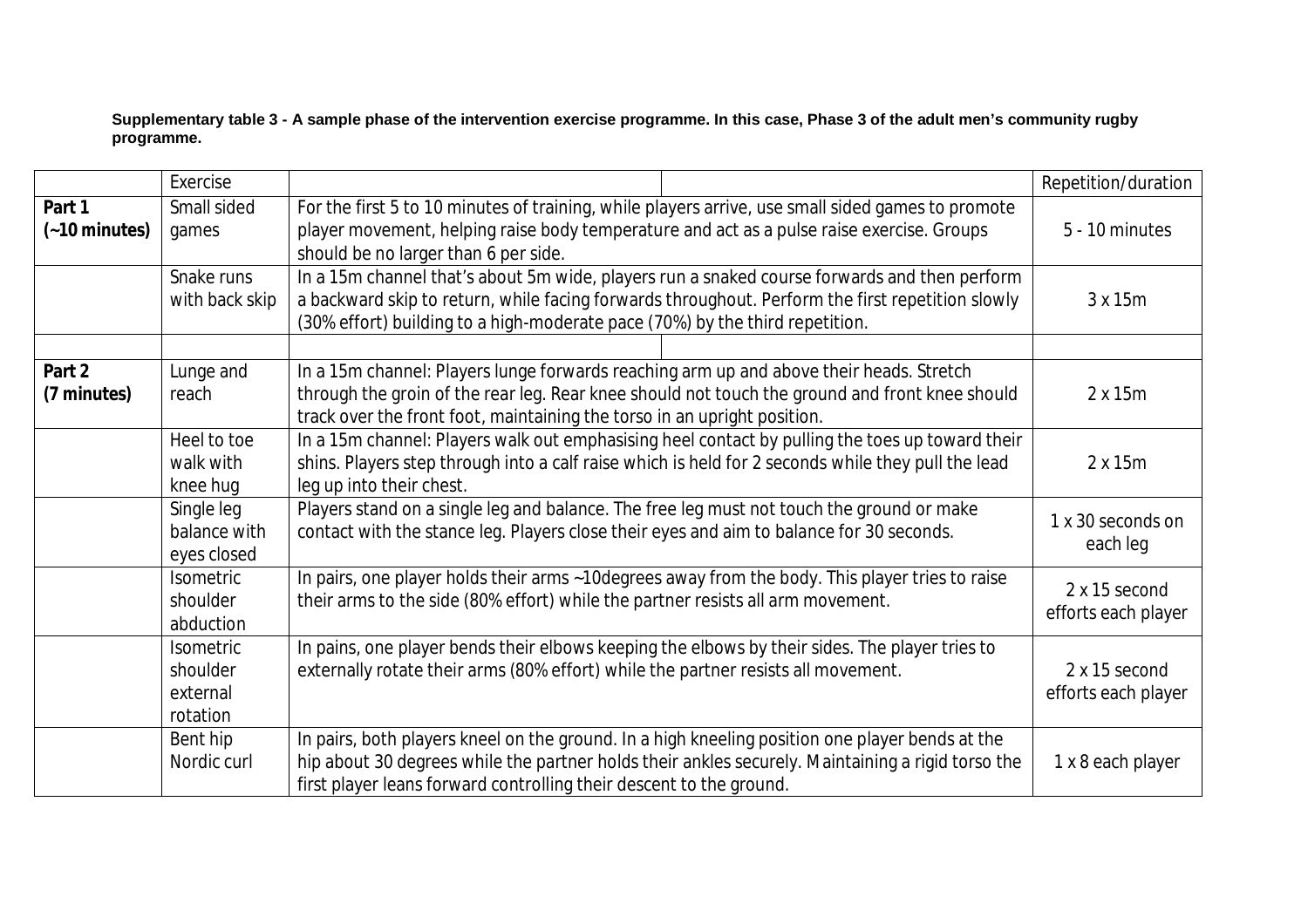**Supplementary table 3 - A sample phase of the intervention exercise programme. In this case, Phase 3 of the adult men's community rugby programme.**

| | Exercise | | Repetition/duration |
|---|---|---|---|
| **Part 1 (~10 minutes)** | Small sided games | For the first 5 to 10 minutes of training, while players arrive, use small sided games to promote player movement, helping raise body temperature and act as a pulse raise exercise. Groups should be no larger than 6 per side. | 5 - 10 minutes |
| | Snake runs with back skip | In a 15m channel that's about 5m wide, players run a snaked course forwards and then perform a backward skip to return, while facing forwards throughout. Perform the first repetition slowly (30% effort) building to a high-moderate pace (70%) by the third repetition. | 3 x 15m |
| | | | |
| **Part 2 (7 minutes)** | Lunge and reach | In a 15m channel: Players lunge forwards reaching arm up and above their heads. Stretch through the groin of the rear leg. Rear knee should not touch the ground and front knee should track over the front foot, maintaining the torso in an upright position. | 2 x 15m |
| | Heel to toe walk with knee hug | In a 15m channel: Players walk out emphasising heel contact by pulling the toes up toward their shins. Players step through into a calf raise which is held for 2 seconds while they pull the lead leg up into their chest. | 2 x 15m |
| | Single leg balance with eyes closed | Players stand on a single leg and balance. The free leg must not touch the ground or make contact with the stance leg. Players close their eyes and aim to balance for 30 seconds. | 1 x 30 seconds on each leg |
| | Isometric shoulder abduction | In pairs, one player holds their arms ~10degrees away from the body. This player tries to raise their arms to the side (80% effort) while the partner resists all arm movement. | 2 x 15 second efforts each player |
| | Isometric shoulder external rotation | In pains, one player bends their elbows keeping the elbows by their sides. The player tries to externally rotate their arms (80% effort) while the partner resists all movement. | 2 x 15 second efforts each player |
| | Bent hip Nordic curl | In pairs, both players kneel on the ground. In a high kneeling position one player bends at the hip about 30 degrees while the partner holds their ankles securely. Maintaining a rigid torso the first player leans forward controlling their descent to the ground. | 1 x 8 each player |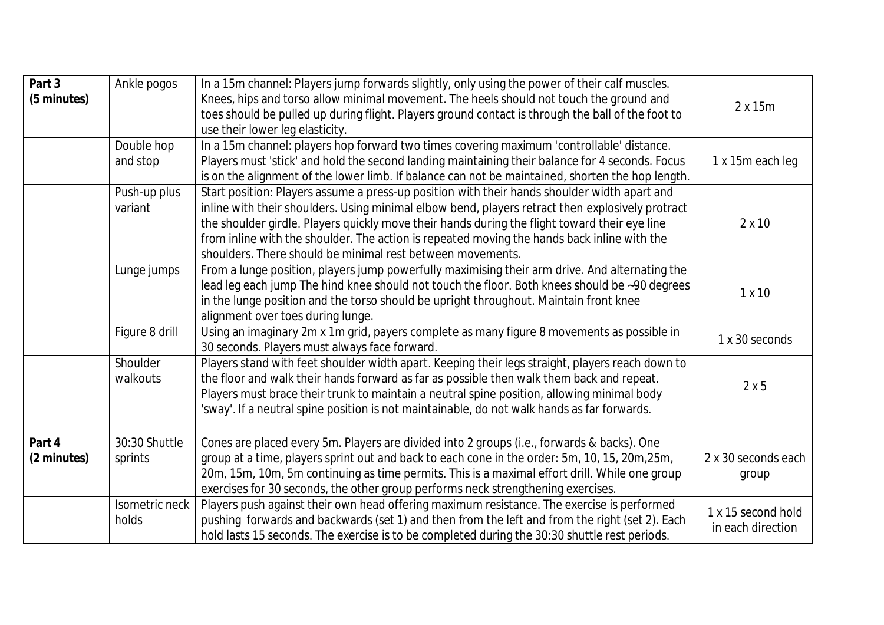| | | | |
|---|---|---|---|
| **Part 3 (5 minutes)** | Ankle pogos | In a 15m channel: Players jump forwards slightly, only using the power of their calf muscles. Knees, hips and torso allow minimal movement. The heels should not touch the ground and toes should be pulled up during flight. Players ground contact is through the ball of the foot to use their lower leg elasticity. | 2 x 15m |
| | Double hop and stop | In a 15m channel: players hop forward two times covering maximum 'controllable' distance. Players must 'stick' and hold the second landing maintaining their balance for 4 seconds. Focus is on the alignment of the lower limb. If balance can not be maintained, shorten the hop length. | 1 x 15m each leg |
| | Push-up plus variant | Start position: Players assume a press-up position with their hands shoulder width apart and inline with their shoulders. Using minimal elbow bend, players retract then explosively protract the shoulder girdle. Players quickly move their hands during the flight toward their eye line from inline with the shoulder. The action is repeated moving the hands back inline with the shoulders. There should be minimal rest between movements. | 2 x 10 |
| | Lunge jumps | From a lunge position, players jump powerfully maximising their arm drive. And alternating the lead leg each jump The hind knee should not touch the floor. Both knees should be ~90 degrees in the lunge position and the torso should be upright throughout. Maintain front knee alignment over toes during lunge. | 1 x 10 |
| | Figure 8 drill | Using an imaginary 2m x 1m grid, payers complete as many figure 8 movements as possible in 30 seconds. Players must always face forward. | 1 x 30 seconds |
| | Shoulder walkouts | Players stand with feet shoulder width apart. Keeping their legs straight, players reach down to the floor and walk their hands forward as far as possible then walk them back and repeat. Players must brace their trunk to maintain a neutral spine position, allowing minimal body 'sway'. If a neutral spine position is not maintainable, do not walk hands as far forwards. | 2 x 5 |
| | | | |
| **Part 4 (2 minutes)** | 30:30 Shuttle sprints | Cones are placed every 5m. Players are divided into 2 groups (i.e., forwards & backs). One group at a time, players sprint out and back to each cone in the order: 5m, 10, 15, 20m,25m, 20m, 15m, 10m, 5m continuing as time permits. This is a maximal effort drill. While one group exercises for 30 seconds, the other group performs neck strengthening exercises. | 2 x 30 seconds each group |
| | Isometric neck holds | Players push against their own head offering maximum resistance. The exercise is performed pushing forwards and backwards (set 1) and then from the left and from the right (set 2). Each hold lasts 15 seconds. The exercise is to be completed during the 30:30 shuttle rest periods. | 1 x 15 second hold in each direction |